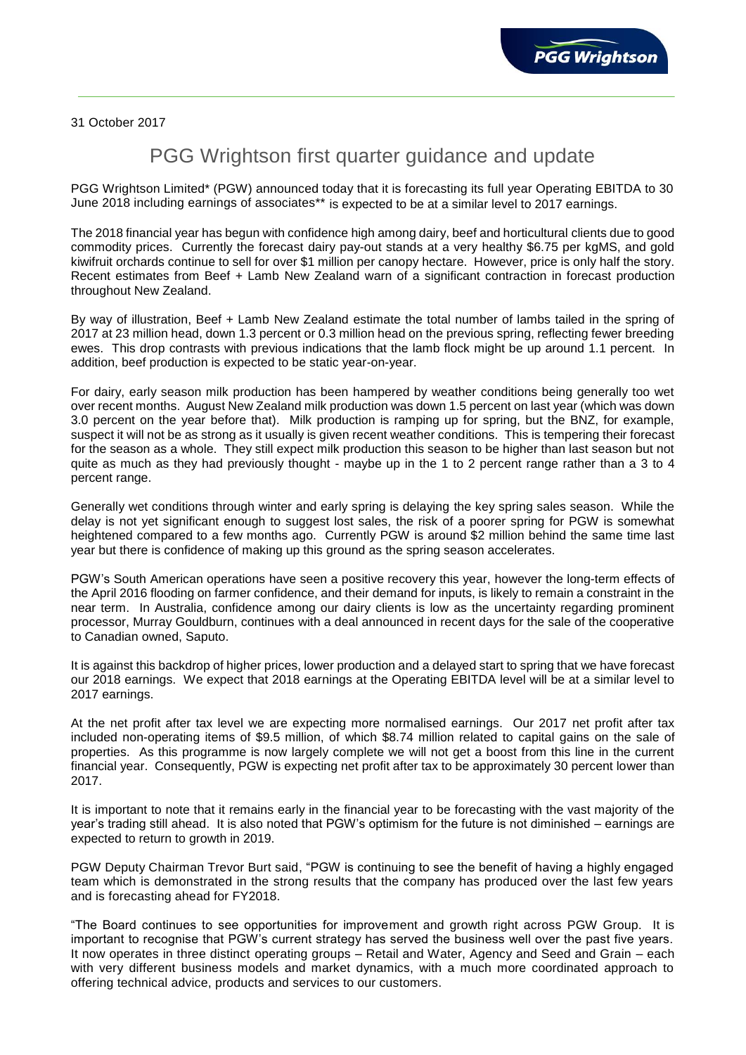31 October 2017

# PGG Wrightson first quarter guidance and update

PGG Wrightson Limited* (PGW) announced today that it is forecasting its full year Operating EBITDA to 30 June 2018 including earnings of associates** is expected to be at a similar level to 2017 earnings.

The 2018 financial year has begun with confidence high among dairy, beef and horticultural clients due to good commodity prices. Currently the forecast dairy pay-out stands at a very healthy $6.75 per kgMS, and gold kiwifruit orchards continue to sell for over $1 million per canopy hectare. However, price is only half the story. Recent estimates from Beef + Lamb New Zealand warn of a significant contraction in forecast production throughout New Zealand.

By way of illustration, Beef + Lamb New Zealand estimate the total number of lambs tailed in the spring of 2017 at 23 million head, down 1.3 percent or 0.3 million head on the previous spring, reflecting fewer breeding ewes. This drop contrasts with previous indications that the lamb flock might be up around 1.1 percent. In addition, beef production is expected to be static year-on-year.

For dairy, early season milk production has been hampered by weather conditions being generally too wet over recent months. August New Zealand milk production was down 1.5 percent on last year (which was down 3.0 percent on the year before that). Milk production is ramping up for spring, but the BNZ, for example, suspect it will not be as strong as it usually is given recent weather conditions. This is tempering their forecast for the season as a whole. They still expect milk production this season to be higher than last season but not quite as much as they had previously thought - maybe up in the 1 to 2 percent range rather than a 3 to 4 percent range.

Generally wet conditions through winter and early spring is delaying the key spring sales season. While the delay is not yet significant enough to suggest lost sales, the risk of a poorer spring for PGW is somewhat heightened compared to a few months ago. Currently PGW is around $2 million behind the same time last year but there is confidence of making up this ground as the spring season accelerates.

PGW's South American operations have seen a positive recovery this year, however the long-term effects of the April 2016 flooding on farmer confidence, and their demand for inputs, is likely to remain a constraint in the near term. In Australia, confidence among our dairy clients is low as the uncertainty regarding prominent processor, Murray Gouldburn, continues with a deal announced in recent days for the sale of the cooperative to Canadian owned, Saputo.

It is against this backdrop of higher prices, lower production and a delayed start to spring that we have forecast our 2018 earnings. We expect that 2018 earnings at the Operating EBITDA level will be at a similar level to 2017 earnings.

At the net profit after tax level we are expecting more normalised earnings. Our 2017 net profit after tax included non-operating items of $9.5 million, of which $8.74 million related to capital gains on the sale of properties. As this programme is now largely complete we will not get a boost from this line in the current financial year. Consequently, PGW is expecting net profit after tax to be approximately 30 percent lower than 2017.

It is important to note that it remains early in the financial year to be forecasting with the vast majority of the year's trading still ahead. It is also noted that PGW's optimism for the future is not diminished – earnings are expected to return to growth in 2019.

PGW Deputy Chairman Trevor Burt said, "PGW is continuing to see the benefit of having a highly engaged team which is demonstrated in the strong results that the company has produced over the last few years and is forecasting ahead for FY2018.

"The Board continues to see opportunities for improvement and growth right across PGW Group. It is important to recognise that PGW's current strategy has served the business well over the past five years. It now operates in three distinct operating groups – Retail and Water, Agency and Seed and Grain – each with very different business models and market dynamics, with a much more coordinated approach to offering technical advice, products and services to our customers.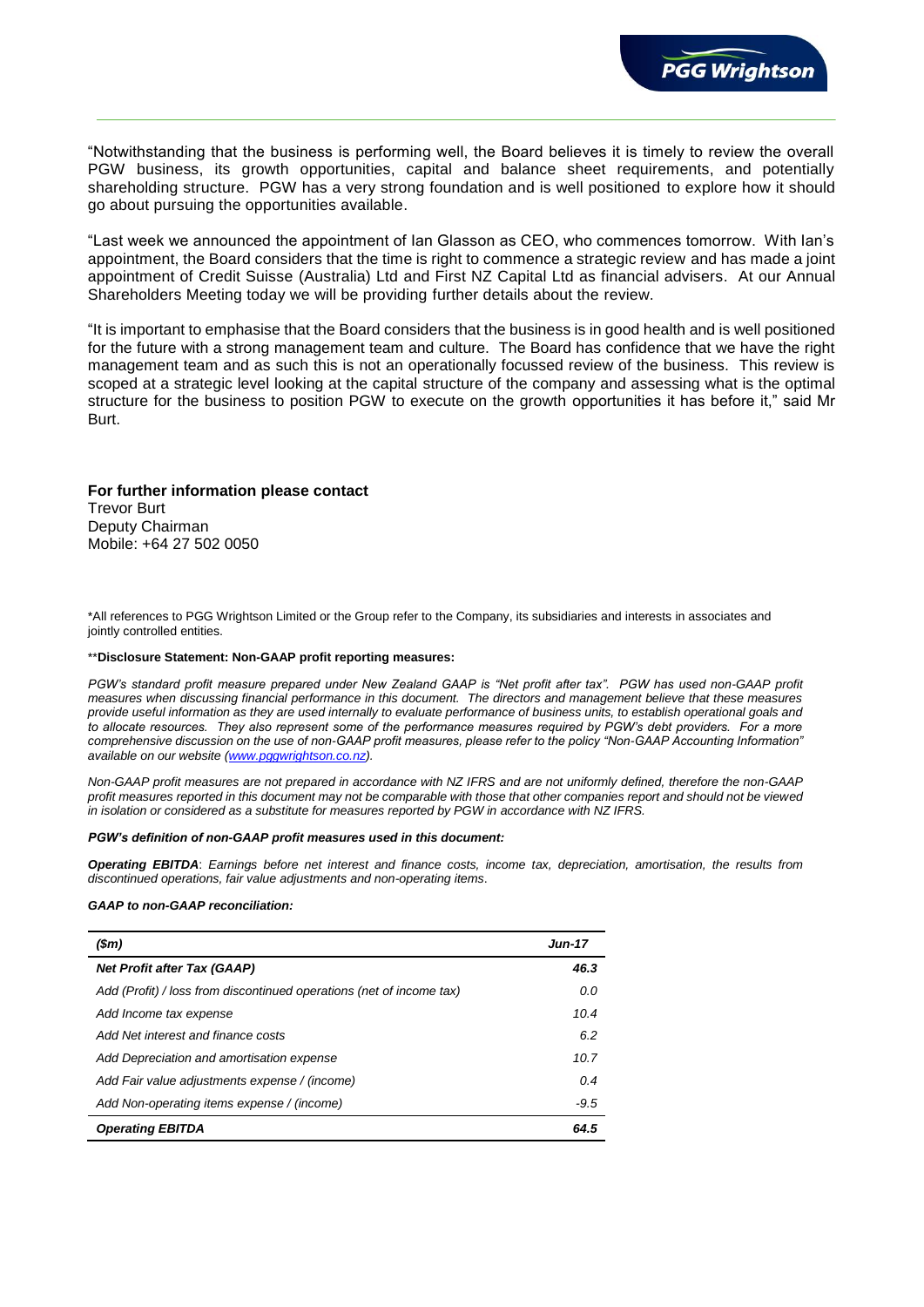"Notwithstanding that the business is performing well, the Board believes it is timely to review the overall PGW business, its growth opportunities, capital and balance sheet requirements, and potentially shareholding structure. PGW has a very strong foundation and is well positioned to explore how it should go about pursuing the opportunities available.

"Last week we announced the appointment of Ian Glasson as CEO, who commences tomorrow. With Ian's appointment, the Board considers that the time is right to commence a strategic review and has made a joint appointment of Credit Suisse (Australia) Ltd and First NZ Capital Ltd as financial advisers. At our Annual Shareholders Meeting today we will be providing further details about the review.

"It is important to emphasise that the Board considers that the business is in good health and is well positioned for the future with a strong management team and culture. The Board has confidence that we have the right management team and as such this is not an operationally focussed review of the business. This review is scoped at a strategic level looking at the capital structure of the company and assessing what is the optimal structure for the business to position PGW to execute on the growth opportunities it has before it," said Mr Burt.

**For further information please contact**
Trevor Burt
Deputy Chairman
Mobile: +64 27 502 0050

*All references to PGG Wrightson Limited or the Group refer to the Company, its subsidiaries and interests in associates and jointly controlled entities.

**\*\*Disclosure Statement: Non-GAAP profit reporting measures:**

*PGW's standard profit measure prepared under New Zealand GAAP is "Net profit after tax". PGW has used non-GAAP profit measures when discussing financial performance in this document. The directors and management believe that these measures provide useful information as they are used internally to evaluate performance of business units, to establish operational goals and to allocate resources. They also represent some of the performance measures required by PGW's debt providers. For a more comprehensive discussion on the use of non-GAAP profit measures, please refer to the policy "Non-GAAP Accounting Information" available on our website (www.pggwrightson.co.nz).*

*Non-GAAP profit measures are not prepared in accordance with NZ IFRS and are not uniformly defined, therefore the non-GAAP profit measures reported in this document may not be comparable with those that other companies report and should not be viewed in isolation or considered as a substitute for measures reported by PGW in accordance with NZ IFRS.*

***PGW's definition of non-GAAP profit measures used in this document:***

***Operating EBITDA**: Earnings before net interest and finance costs, income tax, depreciation, amortisation, the results from discontinued operations, fair value adjustments and non-operating items.*

***GAAP to non-GAAP reconciliation:***

| *($m)* | *Jun-17* |
|---|---|
| ***Net Profit after Tax (GAAP)*** | ***46.3*** |
| *Add (Profit) / loss from discontinued operations (net of income tax)* | *0.0* |
| *Add Income tax expense* | *10.4* |
| *Add Net interest and finance costs* | *6.2* |
| *Add Depreciation and amortisation expense* | *10.7* |
| *Add Fair value adjustments expense / (income)* | *0.4* |
| *Add Non-operating items expense / (income)* | *-9.5* |
| ***Operating EBITDA*** | ***64.5*** |